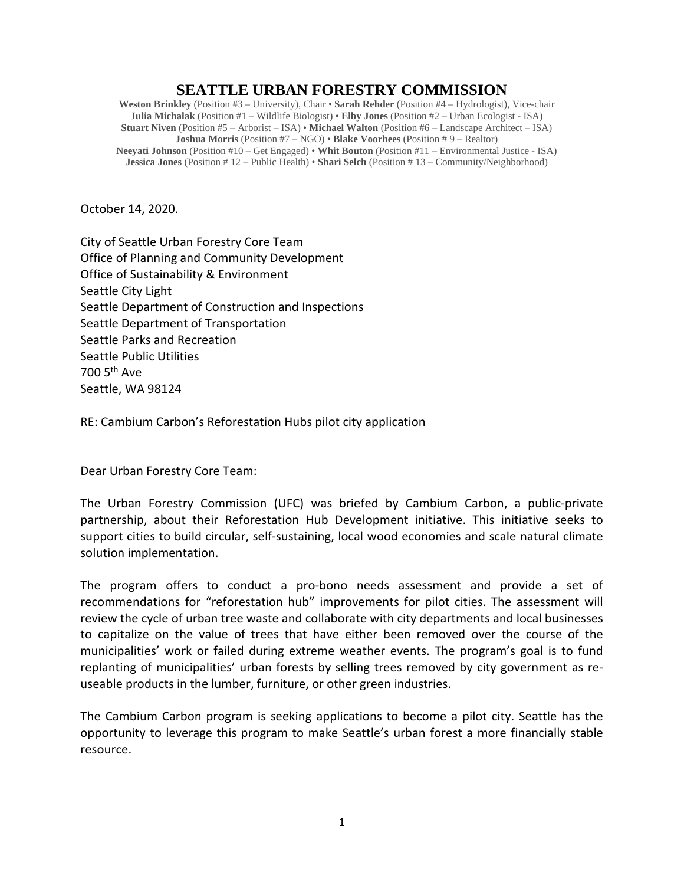# SEATTLE URBAN FORESTRY COMMISSION

**Weston Brinkley** (Position #3 – University), Chair • **Sarah Rehder** (Position #4 – Hydrologist), Vice-chair
**Julia Michalak** (Position #1 – Wildlife Biologist) • **Elby Jones** (Position #2 – Urban Ecologist - ISA)
**Stuart Niven** (Position #5 – Arborist – ISA) • **Michael Walton** (Position #6 – Landscape Architect – ISA)
**Joshua Morris** (Position #7 – NGO) • **Blake Voorhees** (Position # 9 – Realtor)
**Neeyati Johnson** (Position #10 – Get Engaged) • **Whit Bouton** (Position #11 – Environmental Justice - ISA)
**Jessica Jones** (Position # 12 – Public Health) • **Shari Selch** (Position # 13 – Community/Neighborhood)

October 14, 2020.

City of Seattle Urban Forestry Core Team
Office of Planning and Community Development
Office of Sustainability & Environment
Seattle City Light
Seattle Department of Construction and Inspections
Seattle Department of Transportation
Seattle Parks and Recreation
Seattle Public Utilities
700 5th Ave
Seattle, WA 98124

RE: Cambium Carbon's Reforestation Hubs pilot city application

Dear Urban Forestry Core Team:

The Urban Forestry Commission (UFC) was briefed by Cambium Carbon, a public-private partnership, about their Reforestation Hub Development initiative. This initiative seeks to support cities to build circular, self-sustaining, local wood economies and scale natural climate solution implementation.

The program offers to conduct a pro-bono needs assessment and provide a set of recommendations for "reforestation hub" improvements for pilot cities. The assessment will review the cycle of urban tree waste and collaborate with city departments and local businesses to capitalize on the value of trees that have either been removed over the course of the municipalities' work or failed during extreme weather events. The program's goal is to fund replanting of municipalities' urban forests by selling trees removed by city government as re-useable products in the lumber, furniture, or other green industries.

The Cambium Carbon program is seeking applications to become a pilot city. Seattle has the opportunity to leverage this program to make Seattle's urban forest a more financially stable resource.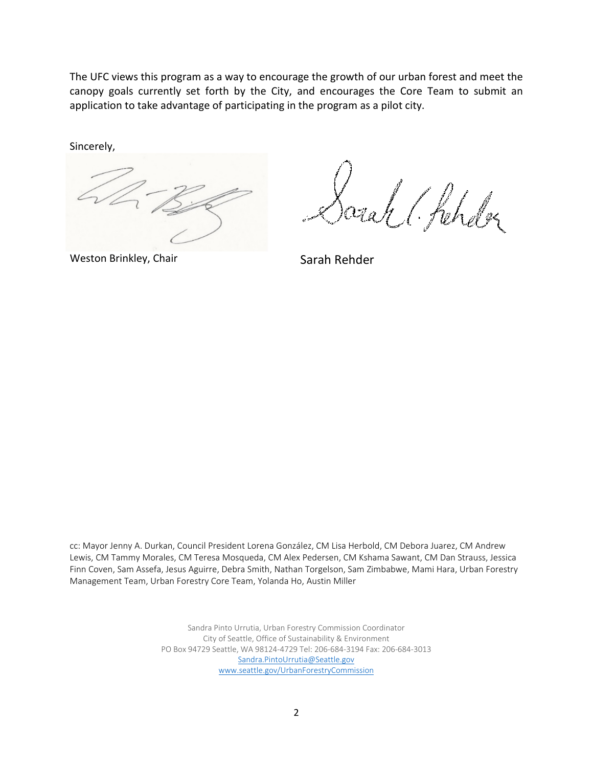The UFC views this program as a way to encourage the growth of our urban forest and meet the canopy goals currently set forth by the City, and encourages the Core Team to submit an application to take advantage of participating in the program as a pilot city.

Sincerely,

Weston Brinkley, Chair

Sarah Rehder

cc: Mayor Jenny A. Durkan, Council President Lorena González, CM Lisa Herbold, CM Debora Juarez, CM Andrew Lewis, CM Tammy Morales, CM Teresa Mosqueda, CM Alex Pedersen, CM Kshama Sawant, CM Dan Strauss, Jessica Finn Coven, Sam Assefa, Jesus Aguirre, Debra Smith, Nathan Torgelson, Sam Zimbabwe, Mami Hara, Urban Forestry Management Team, Urban Forestry Core Team, Yolanda Ho, Austin Miller

Sandra Pinto Urrutia, Urban Forestry Commission Coordinator
City of Seattle, Office of Sustainability & Environment
PO Box 94729 Seattle, WA 98124-4729 Tel: 206-684-3194 Fax: 206-684-3013
Sandra.PintoUrrutia@Seattle.gov
www.seattle.gov/UrbanForestryCommission